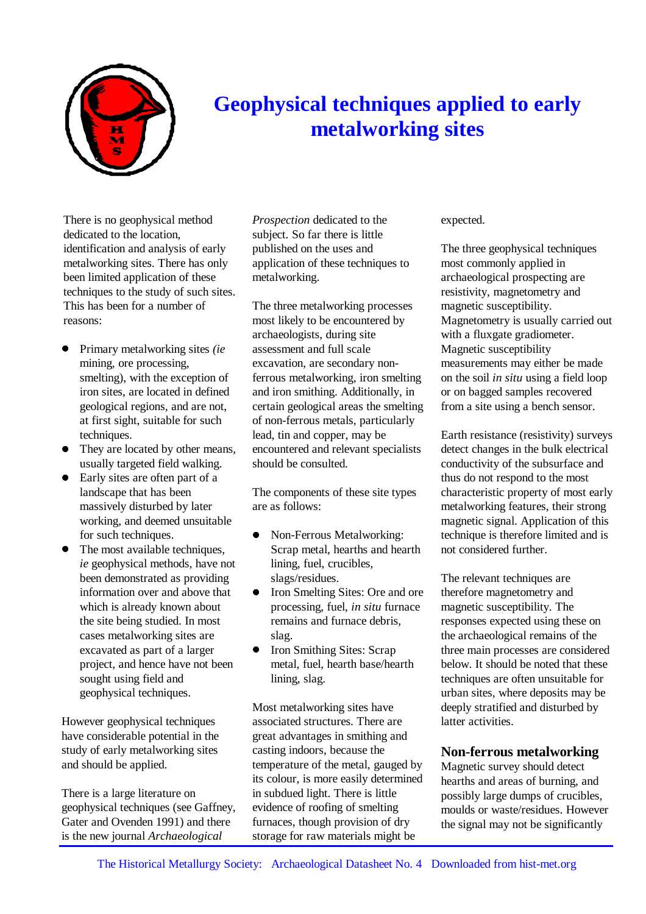# Geophysical techniques applied to early metalworking sites

There is no geophysical method dedicated to the location, identification and analysis of early metalworking sites. There has only been limited application of these techniques to the study of such sites. This has been for a number of reasons:

- Primary metalworking sites *(ie* mining, ore processing, smelting), with the exception of iron sites, are located in defined geological regions, and are not, at first sight, suitable for such techniques.
- They are located by other means, usually targeted field walking.
- Early sites are often part of a landscape that has been massively disturbed by later working, and deemed unsuitable for such techniques.
- The most available techniques, *ie* geophysical methods, have not been demonstrated as providing information over and above that which is already known about the site being studied. In most cases metalworking sites are excavated as part of a larger project, and hence have not been sought using field and geophysical techniques.

However geophysical techniques have considerable potential in the study of early metalworking sites and should be applied.

There is a large literature on geophysical techniques (see Gaffney, Gater and Ovenden 1991) and there is the new journal *Archaeological Prospection* dedicated to the subject. So far there is little published on the uses and application of these techniques to metalworking.

The three metalworking processes most likely to be encountered by archaeologists, during site assessment and full scale excavation, are secondary non-ferrous metalworking, iron smelting and iron smithing. Additionally, in certain geological areas the smelting of non-ferrous metals, particularly lead, tin and copper, may be encountered and relevant specialists should be consulted.

The components of these site types are as follows:

- Non-Ferrous Metalworking: Scrap metal, hearths and hearth lining, fuel, crucibles, slags/residues.
- Iron Smelting Sites: Ore and ore processing, fuel, *in situ* furnace remains and furnace debris, slag.
- Iron Smithing Sites: Scrap metal, fuel, hearth base/hearth lining, slag.

Most metalworking sites have associated structures. There are great advantages in smithing and casting indoors, because the temperature of the metal, gauged by its colour, is more easily determined in subdued light. There is little evidence of roofing of smelting furnaces, though provision of dry storage for raw materials might be expected.

The three geophysical techniques most commonly applied in archaeological prospecting are resistivity, magnetometry and magnetic susceptibility. Magnetometry is usually carried out with a fluxgate gradiometer. Magnetic susceptibility measurements may either be made on the soil *in situ* using a field loop or on bagged samples recovered from a site using a bench sensor.

Earth resistance (resistivity) surveys detect changes in the bulk electrical conductivity of the subsurface and thus do not respond to the most characteristic property of most early metalworking features, their strong magnetic signal. Application of this technique is therefore limited and is not considered further.

The relevant techniques are therefore magnetometry and magnetic susceptibility. The responses expected using these on the archaeological remains of the three main processes are considered below. It should be noted that these techniques are often unsuitable for urban sites, where deposits may be deeply stratified and disturbed by latter activities.

## Non-ferrous metalworking

Magnetic survey should detect hearths and areas of burning, and possibly large dumps of crucibles, moulds or waste/residues. However the signal may not be significantly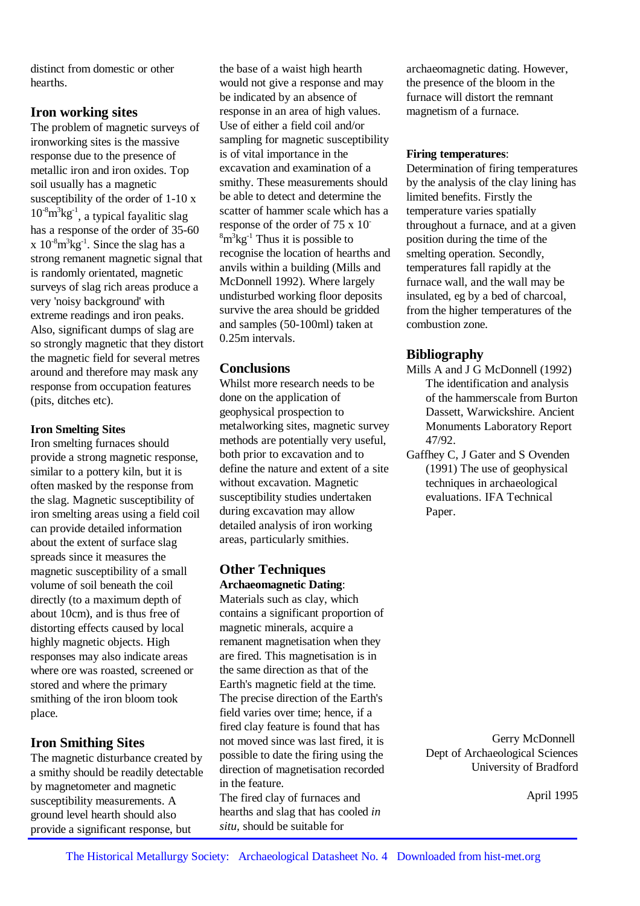distinct from domestic or other hearths.

## Iron working sites

The problem of magnetic surveys of ironworking sites is the massive response due to the presence of metallic iron and iron oxides. Top soil usually has a magnetic susceptibility of the order of 1-10 x $10^{-8}m^3kg^{-1}$, a typical fayalitic slag has a response of the order of 35-60 x $10^{-8}m^3kg^{-1}$. Since the slag has a strong remanent magnetic signal that is randomly orientated, magnetic surveys of slag rich areas produce a very 'noisy background' with extreme readings and iron peaks. Also, significant dumps of slag are so strongly magnetic that they distort the magnetic field for several metres around and therefore may mask any response from occupation features (pits, ditches etc).

### Iron Smelting Sites

Iron smelting furnaces should provide a strong magnetic response, similar to a pottery kiln, but it is often masked by the response from the slag. Magnetic susceptibility of iron smelting areas using a field coil can provide detailed information about the extent of surface slag spreads since it measures the magnetic susceptibility of a small volume of soil beneath the coil directly (to a maximum depth of about 10cm), and is thus free of distorting effects caused by local highly magnetic objects. High responses may also indicate areas where ore was roasted, screened or stored and where the primary smithing of the iron bloom took place.

## Iron Smithing Sites

The magnetic disturbance created by a smithy should be readily detectable by magnetometer and magnetic susceptibility measurements. A ground level hearth should also provide a significant response, but the base of a waist high hearth would not give a response and may be indicated by an absence of response in an area of high values. Use of either a field coil and/or sampling for magnetic susceptibility is of vital importance in the excavation and examination of a smithy. These measurements should be able to detect and determine the scatter of hammer scale which has a response of the order of 75 x $10^{-8}m^3kg^{-1}$ Thus it is possible to recognise the location of hearths and anvils within a building (Mills and McDonnell 1992). Where largely undisturbed working floor deposits survive the area should be gridded and samples (50-100ml) taken at 0.25m intervals.

## Conclusions

Whilst more research needs to be done on the application of geophysical prospection to metalworking sites, magnetic survey methods are potentially very useful, both prior to excavation and to define the nature and extent of a site without excavation. Magnetic susceptibility studies undertaken during excavation may allow detailed analysis of iron working areas, particularly smithies.

## Other Techniques

**Archaeomagnetic Dating**:
Materials such as clay, which contains a significant proportion of magnetic minerals, acquire a remanent magnetisation when they are fired. This magnetisation is in the same direction as that of the Earth's magnetic field at the time. The precise direction of the Earth's field varies over time; hence, if a fired clay feature is found that has not moved since was last fired, it is possible to date the firing using the direction of magnetisation recorded in the feature.
The fired clay of furnaces and hearths and slag that has cooled *in situ*, should be suitable for archaeomagnetic dating. However, the presence of the bloom in the furnace will distort the remnant magnetism of a furnace.

**Firing temperatures**:
Determination of firing temperatures by the analysis of the clay lining has limited benefits. Firstly the temperature varies spatially throughout a furnace, and at a given position during the time of the smelting operation. Secondly, temperatures fall rapidly at the furnace wall, and the wall may be insulated, eg by a bed of charcoal, from the higher temperatures of the combustion zone.

## Bibliography

Mills A and J G McDonnell (1992) The identification and analysis of the hammerscale from Burton Dassett, Warwickshire. Ancient Monuments Laboratory Report 47/92.

Gaffhey C, J Gater and S Ovenden (1991) The use of geophysical techniques in archaeological evaluations. IFA Technical Paper.

Gerry McDonnell
Dept of Archaeological Sciences
University of Bradford

April 1995